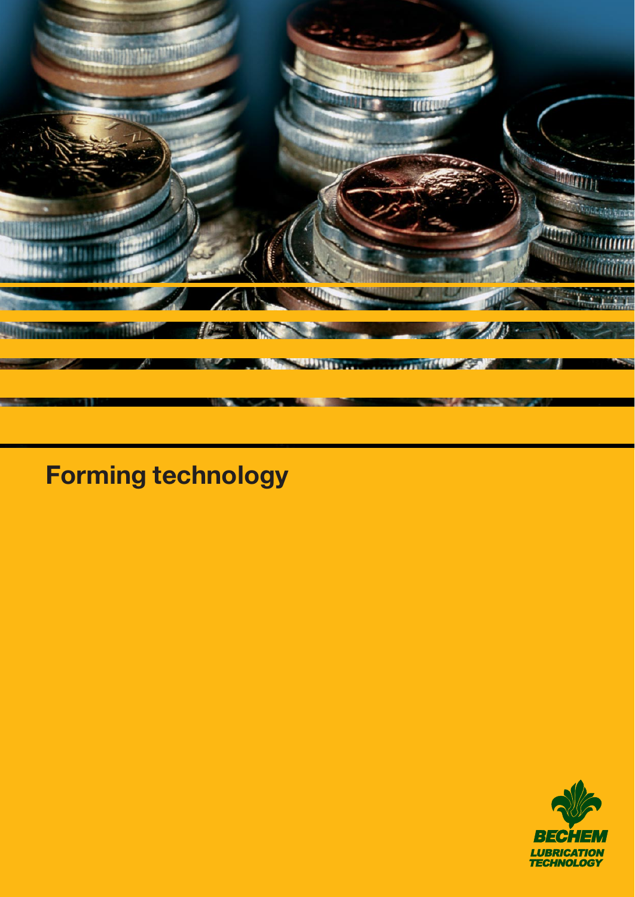# Forming technology

BECHEM

LUBRICATION TECHNOLOGY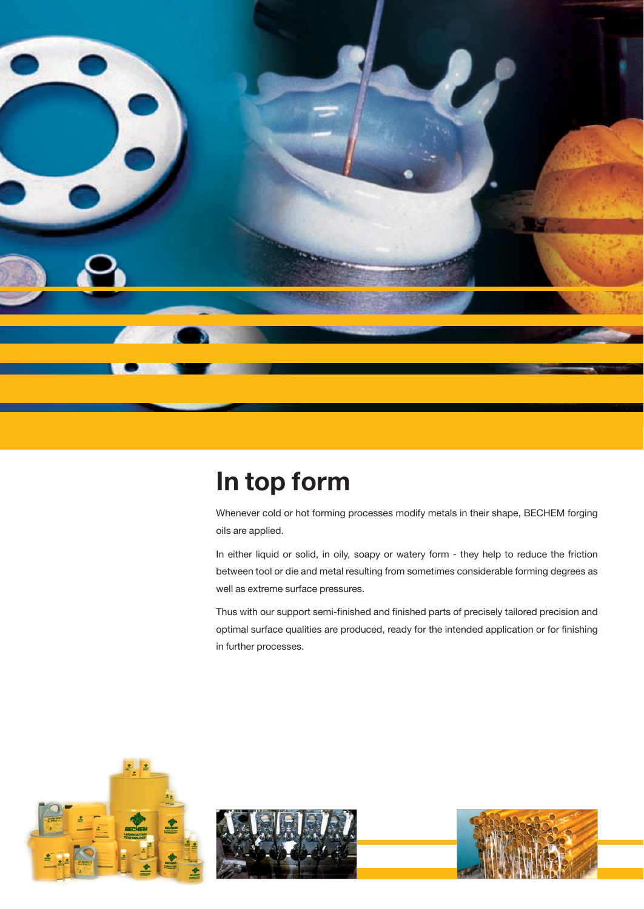# In top form

Whenever cold or hot forming processes modify metals in their shape, BECHEM forging oils are applied.

In either liquid or solid, in oily, soapy or watery form - they help to reduce the friction between tool or die and metal resulting from sometimes considerable forming degrees as well as extreme surface pressures.

Thus with our support semi-finished and finished parts of precisely tailored precision and optimal surface qualities are produced, ready for the intended application or for finishing in further processes.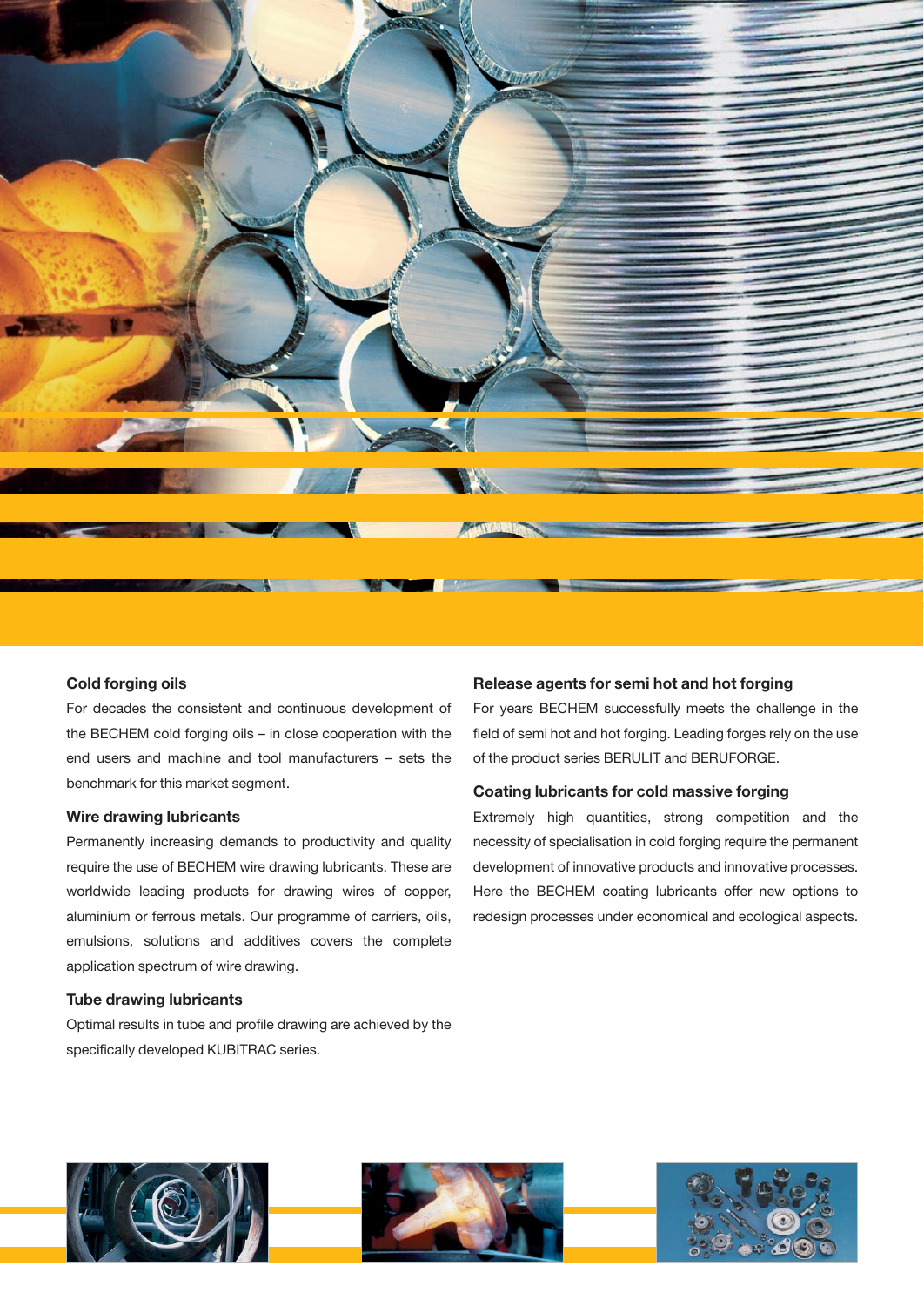### Cold forging oils

For decades the consistent and continuous development of the BECHEM cold forging oils – in close cooperation with the end users and machine and tool manufacturers – sets the benchmark for this market segment.

### Wire drawing lubricants

Permanently increasing demands to productivity and quality require the use of BECHEM wire drawing lubricants. These are worldwide leading products for drawing wires of copper, aluminium or ferrous metals. Our programme of carriers, oils, emulsions, solutions and additives covers the complete application spectrum of wire drawing.

### Tube drawing lubricants

Optimal results in tube and profile drawing are achieved by the specifically developed KUBITRAC series.

### Release agents for semi hot and hot forging

For years BECHEM successfully meets the challenge in the field of semi hot and hot forging. Leading forges rely on the use of the product series BERULIT and BERUFORGE.

### Coating lubricants for cold massive forging

Extremely high quantities, strong competition and the necessity of specialisation in cold forging require the permanent development of innovative products and innovative processes. Here the BECHEM coating lubricants offer new options to redesign processes under economical and ecological aspects.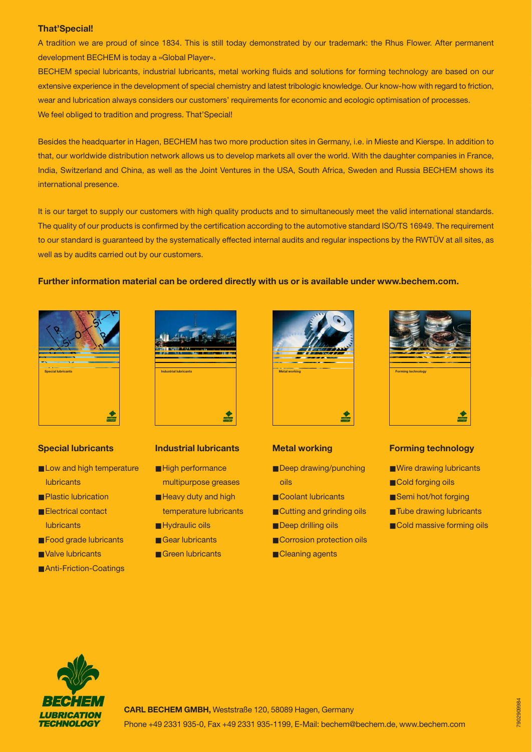## That'Special!

A tradition we are proud of since 1834. This is still today demonstrated by our trademark: the Rhus Flower. After permanent development BECHEM is today a »Global Player«.

BECHEM special lubricants, industrial lubricants, metal working fluids and solutions for forming technology are based on our extensive experience in the development of special chemistry and latest tribologic knowledge. Our know-how with regard to friction, wear and lubrication always considers our customers' requirements for economic and ecologic optimisation of processes.
We feel obliged to tradition and progress. That'Special!

Besides the headquarter in Hagen, BECHEM has two more production sites in Germany, i.e. in Mieste and Kierspe. In addition to that, our worldwide distribution network allows us to develop markets all over the world. With the daughter companies in France, India, Switzerland and China, as well as the Joint Ventures in the USA, South Africa, Sweden and Russia BECHEM shows its international presence.

It is our target to supply our customers with high quality products and to simultaneously meet the valid international standards. The quality of our products is confirmed by the certification according to the automotive standard ISO/TS 16949. The requirement to our standard is guaranteed by the systematically effected internal audits and regular inspections by the RWTÜV at all sites, as well as by audits carried out by our customers.

**Further information material can be ordered directly with us or is available under www.bechem.com.**

### Special lubricants

- Low and high temperature lubricants
- Plastic lubrication
- Electrical contact lubricants
- Food grade lubricants
- Valve lubricants
- Anti-Friction-Coatings

### Industrial lubricants

- High performance multipurpose greases
- Heavy duty and high temperature lubricants
- Hydraulic oils
- Gear lubricants
- Green lubricants

### Metal working

- Deep drawing/punching oils
- Coolant lubricants
- Cutting and grinding oils
- Deep drilling oils
- Corrosion protection oils
- Cleaning agents

### Forming technology

- Wire drawing lubricants
- Cold forging oils
- Semi hot/hot forging
- Tube drawing lubricants
- Cold massive forming oils

BECHEM
LUBRICATION TECHNOLOGY

**CARL BECHEM GMBH,** Weststraße 120, 58089 Hagen, Germany
Phone +49 2331 935-0, Fax +49 2331 935-1199, E-Mail: bechem@bechem.de, www.bechem.com

7902909984